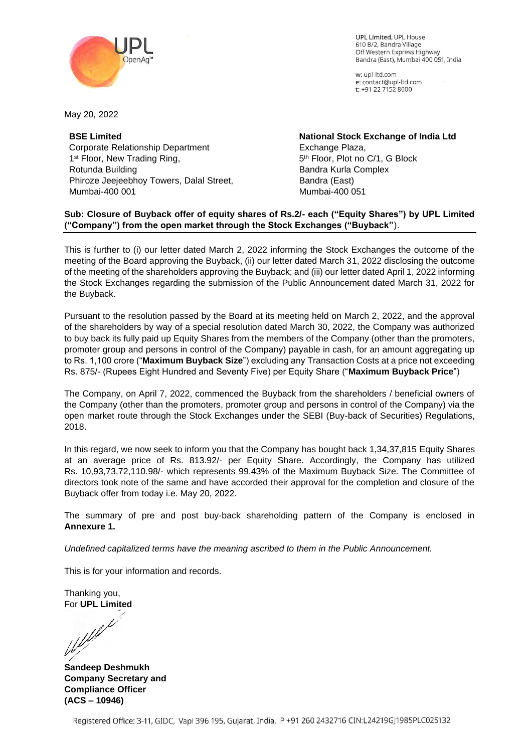UPL Limited, UPL House
610 B/2, Bandra Village
Off Western Express Highway
Bandra (East), Mumbai 400 051, India

w: upl-ltd.com
e: contact@upl-ltd.com
t: +91 22 7152 8000

May 20, 2022

**BSE Limited**
Corporate Relationship Department
1st Floor, New Trading Ring,
Rotunda Building
Phiroze Jeejeebhoy Towers, Dalal Street,
Mumbai-400 001

**National Stock Exchange of India Ltd**
Exchange Plaza,
5th Floor, Plot no C/1, G Block
Bandra Kurla Complex
Bandra (East)
Mumbai-400 051

**Sub: Closure of Buyback offer of equity shares of Rs.2/- each ("Equity Shares") by UPL Limited ("Company") from the open market through the Stock Exchanges ("Buyback")**.

This is further to (i) our letter dated March 2, 2022 informing the Stock Exchanges the outcome of the meeting of the Board approving the Buyback, (ii) our letter dated March 31, 2022 disclosing the outcome of the meeting of the shareholders approving the Buyback; and (iii) our letter dated April 1, 2022 informing the Stock Exchanges regarding the submission of the Public Announcement dated March 31, 2022 for the Buyback.

Pursuant to the resolution passed by the Board at its meeting held on March 2, 2022, and the approval of the shareholders by way of a special resolution dated March 30, 2022, the Company was authorized to buy back its fully paid up Equity Shares from the members of the Company (other than the promoters, promoter group and persons in control of the Company) payable in cash, for an amount aggregating up to Rs. 1,100 crore ("**Maximum Buyback Size**") excluding any Transaction Costs at a price not exceeding Rs. 875/- (Rupees Eight Hundred and Seventy Five) per Equity Share ("**Maximum Buyback Price**")

The Company, on April 7, 2022, commenced the Buyback from the shareholders / beneficial owners of the Company (other than the promoters, promoter group and persons in control of the Company) via the open market route through the Stock Exchanges under the SEBI (Buy-back of Securities) Regulations, 2018.

In this regard, we now seek to inform you that the Company has bought back 1,34,37,815 Equity Shares at an average price of Rs. 813.92/- per Equity Share. Accordingly, the Company has utilized Rs. 10,93,73,72,110.98/- which represents 99.43% of the Maximum Buyback Size. The Committee of directors took note of the same and have accorded their approval for the completion and closure of the Buyback offer from today i.e. May 20, 2022.

The summary of pre and post buy-back shareholding pattern of the Company is enclosed in **Annexure 1.**

*Undefined capitalized terms have the meaning ascribed to them in the Public Announcement.*

This is for your information and records.

Thanking you,
For **UPL Limited**

**Sandeep Deshmukh**
**Company Secretary and Compliance Officer**
**(ACS – 10946)**

Registered Office: 3-11, GIDC, Vapi 396 195, Gujarat, India. P +91 260 2432716 CIN:L24219GJ1985PLC025132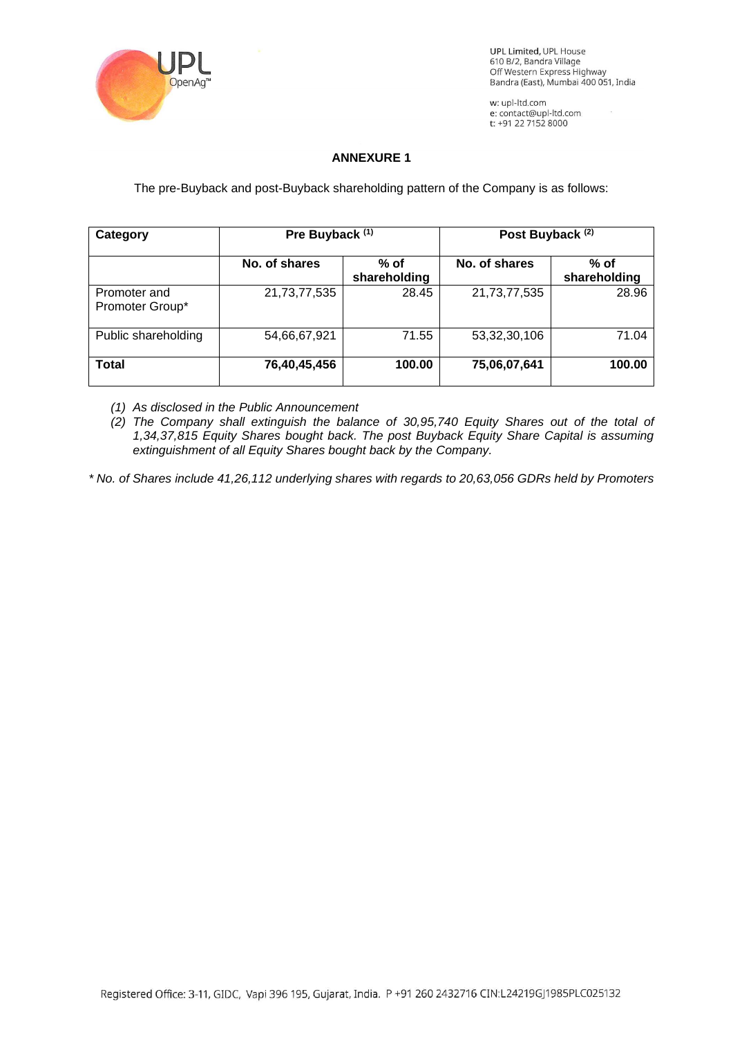## ANNEXURE 1

The pre-Buyback and post-Buyback shareholding pattern of the Company is as follows:

| Category | Pre Buyback (1) | | Post Buyback (2) | |
|---|---|---|---|---|
| | No. of shares | % of shareholding | No. of shares | % of shareholding |
| Promoter and Promoter Group* | 21,73,77,535 | 28.45 | 21,73,77,535 | 28.96 |
| Public shareholding | 54,66,67,921 | 71.55 | 53,32,30,106 | 71.04 |
| **Total** | **76,40,45,456** | **100.00** | **75,06,07,641** | **100.00** |

*(1) As disclosed in the Public Announcement*

*(2) The Company shall extinguish the balance of 30,95,740 Equity Shares out of the total of 1,34,37,815 Equity Shares bought back. The post Buyback Equity Share Capital is assuming extinguishment of all Equity Shares bought back by the Company.*

*\* No. of Shares include 41,26,112 underlying shares with regards to 20,63,056 GDRs held by Promoters*